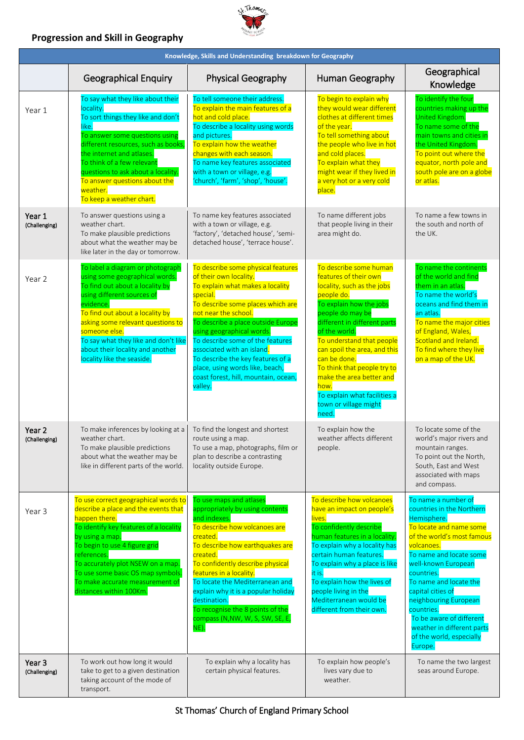# Progression and Skill in Geography

| Knowledge, Skills and Understanding breakdown for Geography | | | | |
|---|---|---|---|---|
| | Geographical Enquiry | Physical Geography | Human Geography | Geographical Knowledge |
| Year 1 | To say what they like about their locality.<br>To sort things they like and don't like.<br>To answer some questions using different resources, such as books, the internet and atlases.<br>To think of a few relevant questions to ask about a locality.<br>To answer questions about the weather.<br>To keep a weather chart. | To tell someone their address.<br>To explain the main features of a hot and cold place.<br>To describe a locality using words and pictures.<br>To explain how the weather changes with each season.<br>To name key features associated with a town or village, e.g. 'church', 'farm', 'shop', 'house'. | To begin to explain why they would wear different clothes at different times of the year.<br>To tell something about the people who live in hot and cold places.<br>To explain what they might wear if they lived in a very hot or a very cold place. | To identify the four countries making up the United Kingdom.<br>To name some of the main towns and cities in the United Kingdom.<br>To point out where the equator, north pole and south pole are on a globe or atlas. |
| **Year 1** (Challenging) | To answer questions using a weather chart.<br>To make plausible predictions about what the weather may be like later in the day or tomorrow. | To name key features associated with a town or village, e.g. 'factory', 'detached house', 'semi-detached house', 'terrace house'. | To name different jobs that people living in their area might do. | To name a few towns in the south and north of the UK. |
| Year 2 | To label a diagram or photograph using some geographical words.<br>To find out about a locality by using different sources of evidence.<br>To find out about a locality by asking some relevant questions to someone else.<br>To say what they like and don't like about their locality and another locality like the seaside. | To describe some physical features of their own locality.<br>To explain what makes a locality special.<br>To describe some places which are not near the school.<br>To describe a place outside Europe using geographical words.<br>To describe some of the features associated with an island.<br>To describe the key features of a place, using words like, beach, coast forest, hill, mountain, ocean, valley. | To describe some human features of their own locality, such as the jobs people do.<br>To explain how the jobs people do may be different in different parts of the world.<br>To understand that people can spoil the area, and this can be done.<br>To think that people try to make the area better and how.<br>To explain what facilities a town or village might need. | To name the continents of the world and find them in an atlas.<br>To name the world's oceans and find them in an atlas.<br>To name the major cities of England, Wales, Scotland and Ireland.<br>To find where they live on a map of the UK. |
| **Year 2** (Challenging) | To make inferences by looking at a weather chart.<br>To make plausible predictions about what the weather may be like in different parts of the world. | To find the longest and shortest route using a map.<br>To use a map, photographs, film or plan to describe a contrasting locality outside Europe. | To explain how the weather affects different people. | To locate some of the world's major rivers and mountain ranges.<br>To point out the North, South, East and West associated with maps and compass. |
| Year 3 | To use correct geographical words to describe a place and the events that happen there.<br>To identify key features of a locality by using a map.<br>To begin to use 4 figure grid references.<br>To accurately plot NSEW on a map.<br>To use some basic OS map symbols.<br>To make accurate measurement of distances within 100Km. | To use maps and atlases appropriately by using contents and indexes.<br>To describe how volcanoes are created.<br>To describe how earthquakes are created.<br>To confidently describe physical features in a locality.<br>To locate the Mediterranean and explain why it is a popular holiday destination.<br>To recognise the 8 points of the compass (N,NW, W, S, SW, SE, E, NE). | To describe how volcanoes have an impact on people's lives.<br>To confidently describe human features in a locality.<br>To explain why a locality has certain human features.<br>To explain why a place is like it is.<br>To explain how the lives of people living in the Mediterranean would be different from their own. | To name a number of countries in the Northern Hemisphere.<br>To locate and name some of the world's most famous volcanoes.<br>To name and locate some well-known European countries.<br>To name and locate the capital cities of neighbouring European countries.<br>To be aware of different weather in different parts of the world, especially Europe. |
| **Year 3** (Challenging) | To work out how long it would take to get to a given destination taking account of the mode of transport. | To explain why a locality has certain physical features. | To explain how people's lives vary due to weather. | To name the two largest seas around Europe. |

St Thomas' Church of England Primary School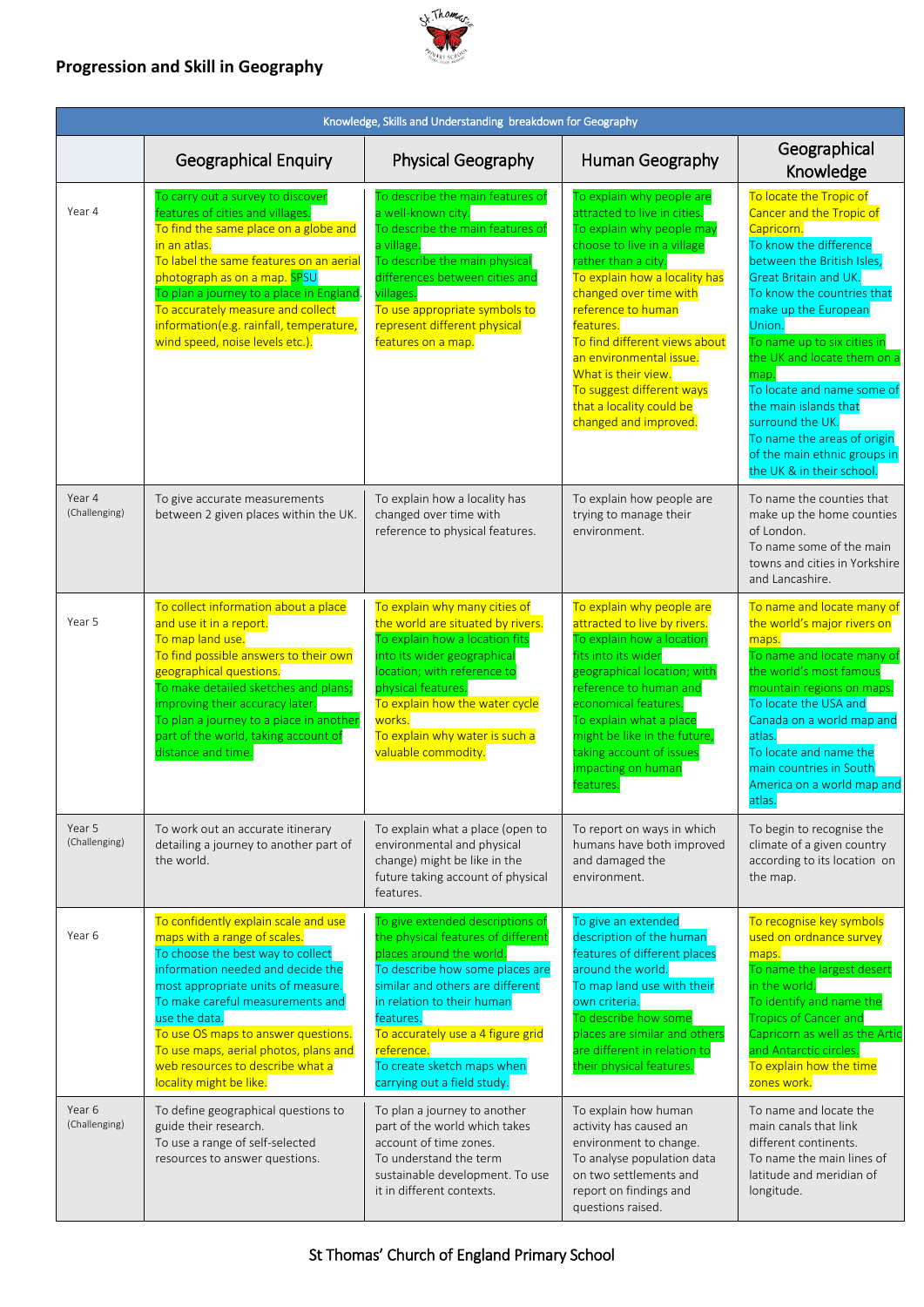## Progression and Skill in Geography

| Knowledge, Skills and Understanding breakdown for Geography | | | | |
|---|---|---|---|---|
| | Geographical Enquiry | Physical Geography | Human Geography | Geographical Knowledge |
| Year 4 | To carry out a survey to discover features of cities and villages.<br>To find the same place on a globe and in an atlas.<br>To label the same features on an aerial photograph as on a map. SPSU<br>To plan a journey to a place in England.<br>To accurately measure and collect information(e.g. rainfall, temperature, wind speed, noise levels etc.). | To describe the main features of a well-known city.<br>To describe the main features of a village.<br>To describe the main physical differences between cities and villages.<br>To use appropriate symbols to represent different physical features on a map. | To explain why people are attracted to live in cities.<br>To explain why people may choose to live in a village rather than a city.<br>To explain how a locality has changed over time with reference to human features.<br>To find different views about an environmental issue. What is their view.<br>To suggest different ways that a locality could be changed and improved. | To locate the Tropic of Cancer and the Tropic of Capricorn.<br>To know the difference between the British Isles, Great Britain and UK.<br>To know the countries that make up the European Union.<br>To name up to six cities in the UK and locate them on a map.<br>To locate and name some of the main islands that surround the UK.<br>To name the areas of origin of the main ethnic groups in the UK & in their school. |
| Year 4 (Challenging) | To give accurate measurements between 2 given places within the UK. | To explain how a locality has changed over time with reference to physical features. | To explain how people are trying to manage their environment. | To name the counties that make up the home counties of London.<br>To name some of the main towns and cities in Yorkshire and Lancashire. |
| Year 5 | To collect information about a place and use it in a report.<br>To map land use.<br>To find possible answers to their own geographical questions.<br>To make detailed sketches and plans; improving their accuracy later.<br>To plan a journey to a place in another part of the world, taking account of distance and time. | To explain why many cities of the world are situated by rivers.<br>To explain how a location fits into its wider geographical location; with reference to physical features.<br>To explain how the water cycle works.<br>To explain why water is such a valuable commodity. | To explain why people are attracted to live by rivers.<br>To explain how a location fits into its wider geographical location; with reference to human and economical features.<br>To explain what a place might be like in the future, taking account of issues impacting on human features. | To name and locate many of the world's major rivers on maps.<br>To name and locate many of the world's most famous mountain regions on maps.<br>To locate the USA and Canada on a world map and atlas.<br>To locate and name the main countries in South America on a world map and atlas. |
| Year 5 (Challenging) | To work out an accurate itinerary detailing a journey to another part of the world. | To explain what a place (open to environmental and physical change) might be like in the future taking account of physical features. | To report on ways in which humans have both improved and damaged the environment. | To begin to recognise the climate of a given country according to its location on the map. |
| Year 6 | To confidently explain scale and use maps with a range of scales.<br>To choose the best way to collect information needed and decide the most appropriate units of measure.<br>To make careful measurements and use the data.<br>To use OS maps to answer questions.<br>To use maps, aerial photos, plans and web resources to describe what a locality might be like. | To give extended descriptions of the physical features of different places around the world.<br>To describe how some places are similar and others are different in relation to their human features.<br>To accurately use a 4 figure grid reference.<br>To create sketch maps when carrying out a field study. | To give an extended description of the human features of different places around the world.<br>To map land use with their own criteria.<br>To describe how some places are similar and others are different in relation to their physical features. | To recognise key symbols used on ordnance survey maps.<br>To name the largest desert in the world.<br>To identify and name the Tropics of Cancer and Capricorn as well as the Artic and Antarctic circles.<br>To explain how the time zones work. |
| Year 6 (Challenging) | To define geographical questions to guide their research.<br>To use a range of self-selected resources to answer questions. | To plan a journey to another part of the world which takes account of time zones.<br>To understand the term sustainable development. To use it in different contexts. | To explain how human activity has caused an environment to change.<br>To analyse population data on two settlements and report on findings and questions raised. | To name and locate the main canals that link different continents.<br>To name the main lines of latitude and meridian of longitude. |

St Thomas' Church of England Primary School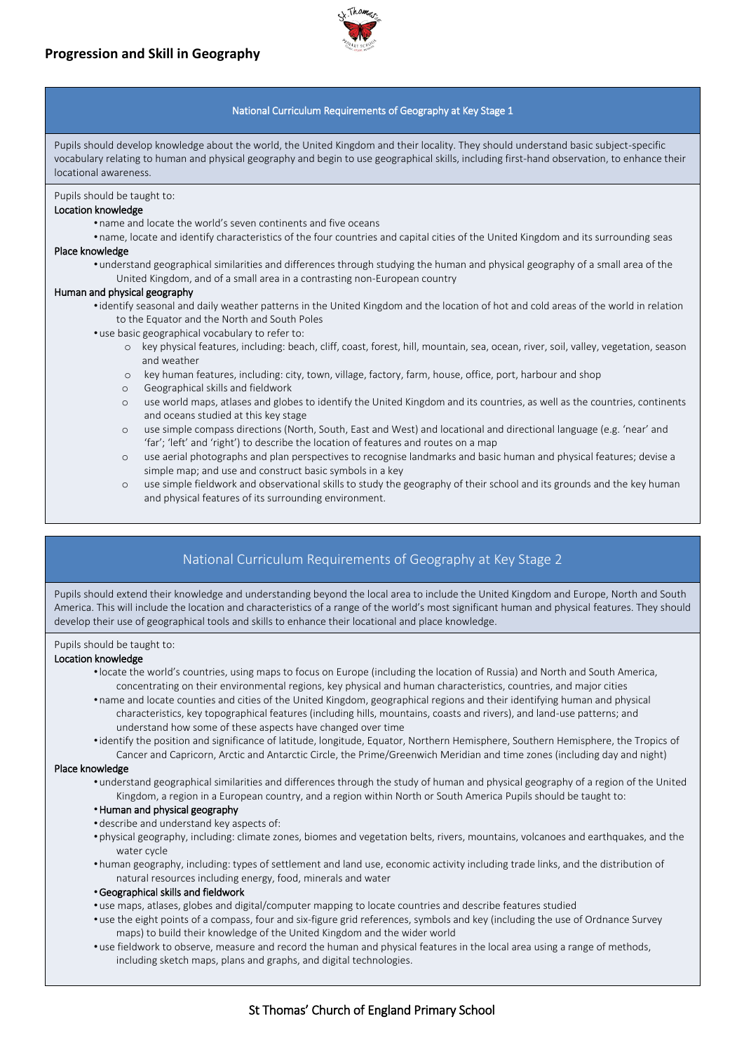# Progression and Skill in Geography

## National Curriculum Requirements of Geography at Key Stage 1

Pupils should develop knowledge about the world, the United Kingdom and their locality. They should understand basic subject-specific vocabulary relating to human and physical geography and begin to use geographical skills, including first-hand observation, to enhance their locational awareness.

Pupils should be taught to:

Location knowledge

- name and locate the world's seven continents and five oceans
- name, locate and identify characteristics of the four countries and capital cities of the United Kingdom and its surrounding seas

Place knowledge

- understand geographical similarities and differences through studying the human and physical geography of a small area of the United Kingdom, and of a small area in a contrasting non-European country

Human and physical geography

- identify seasonal and daily weather patterns in the United Kingdom and the location of hot and cold areas of the world in relation to the Equator and the North and South Poles
- use basic geographical vocabulary to refer to:
  - key physical features, including: beach, cliff, coast, forest, hill, mountain, sea, ocean, river, soil, valley, vegetation, season and weather
  - key human features, including: city, town, village, factory, farm, house, office, port, harbour and shop
  - Geographical skills and fieldwork
  - use world maps, atlases and globes to identify the United Kingdom and its countries, as well as the countries, continents and oceans studied at this key stage
  - use simple compass directions (North, South, East and West) and locational and directional language (e.g. 'near' and 'far'; 'left' and 'right') to describe the location of features and routes on a map
  - use aerial photographs and plan perspectives to recognise landmarks and basic human and physical features; devise a simple map; and use and construct basic symbols in a key
  - use simple fieldwork and observational skills to study the geography of their school and its grounds and the key human and physical features of its surrounding environment.

## National Curriculum Requirements of Geography at Key Stage 2

Pupils should extend their knowledge and understanding beyond the local area to include the United Kingdom and Europe, North and South America. This will include the location and characteristics of a range of the world's most significant human and physical features. They should develop their use of geographical tools and skills to enhance their locational and place knowledge.

Pupils should be taught to:

Location knowledge

- locate the world's countries, using maps to focus on Europe (including the location of Russia) and North and South America, concentrating on their environmental regions, key physical and human characteristics, countries, and major cities
- name and locate counties and cities of the United Kingdom, geographical regions and their identifying human and physical characteristics, key topographical features (including hills, mountains, coasts and rivers), and land-use patterns; and understand how some of these aspects have changed over time
- identify the position and significance of latitude, longitude, Equator, Northern Hemisphere, Southern Hemisphere, the Tropics of Cancer and Capricorn, Arctic and Antarctic Circle, the Prime/Greenwich Meridian and time zones (including day and night)

Place knowledge

- understand geographical similarities and differences through the study of human and physical geography of a region of the United Kingdom, a region in a European country, and a region within North or South America Pupils should be taught to:
- Human and physical geography
- describe and understand key aspects of:
- physical geography, including: climate zones, biomes and vegetation belts, rivers, mountains, volcanoes and earthquakes, and the water cycle
- human geography, including: types of settlement and land use, economic activity including trade links, and the distribution of natural resources including energy, food, minerals and water
- Geographical skills and fieldwork
- use maps, atlases, globes and digital/computer mapping to locate countries and describe features studied
- use the eight points of a compass, four and six-figure grid references, symbols and key (including the use of Ordnance Survey maps) to build their knowledge of the United Kingdom and the wider world
- use fieldwork to observe, measure and record the human and physical features in the local area using a range of methods, including sketch maps, plans and graphs, and digital technologies.